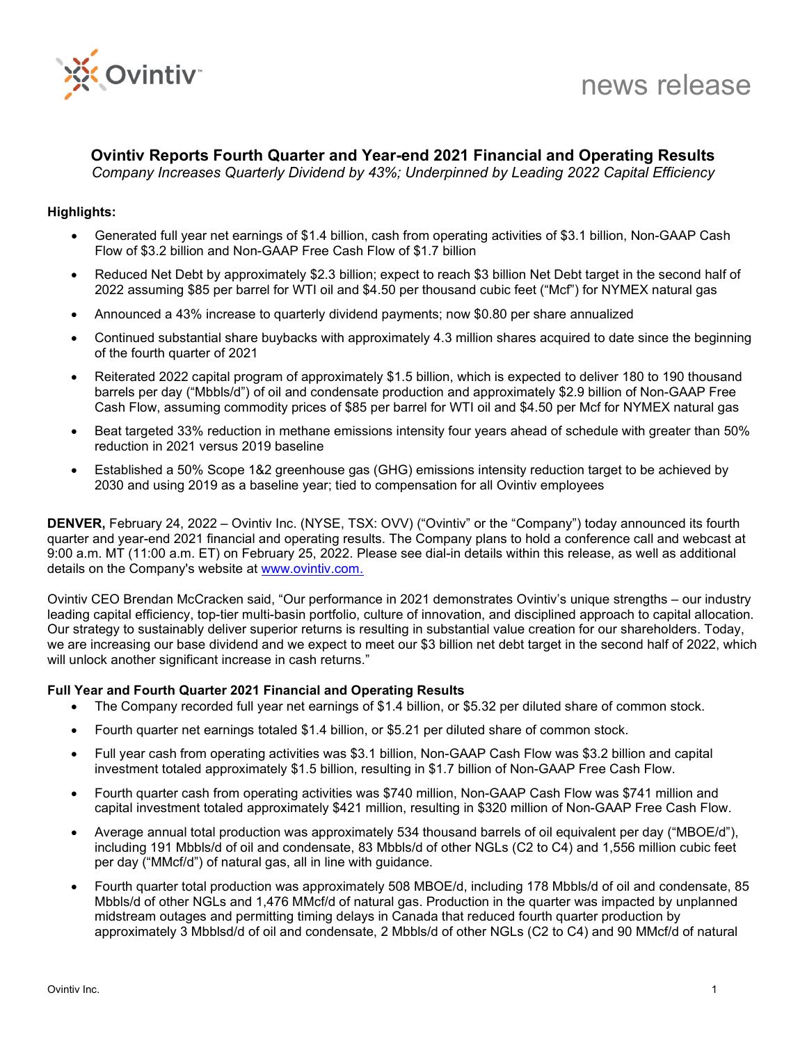news release

# Ovintiv Reports Fourth Quarter and Year-end 2021 Financial and Operating Results

*Company Increases Quarterly Dividend by 43%; Underpinned by Leading 2022 Capital Efficiency*

**Highlights:**

- Generated full year net earnings of $1.4 billion, cash from operating activities of $3.1 billion, Non-GAAP Cash Flow of $3.2 billion and Non-GAAP Free Cash Flow of $1.7 billion
- Reduced Net Debt by approximately $2.3 billion; expect to reach $3 billion Net Debt target in the second half of 2022 assuming $85 per barrel for WTI oil and $4.50 per thousand cubic feet ("Mcf") for NYMEX natural gas
- Announced a 43% increase to quarterly dividend payments; now $0.80 per share annualized
- Continued substantial share buybacks with approximately 4.3 million shares acquired to date since the beginning of the fourth quarter of 2021
- Reiterated 2022 capital program of approximately $1.5 billion, which is expected to deliver 180 to 190 thousand barrels per day ("Mbbls/d") of oil and condensate production and approximately $2.9 billion of Non-GAAP Free Cash Flow, assuming commodity prices of $85 per barrel for WTI oil and $4.50 per Mcf for NYMEX natural gas
- Beat targeted 33% reduction in methane emissions intensity four years ahead of schedule with greater than 50% reduction in 2021 versus 2019 baseline
- Established a 50% Scope 1&2 greenhouse gas (GHG) emissions intensity reduction target to be achieved by 2030 and using 2019 as a baseline year; tied to compensation for all Ovintiv employees

**DENVER,** February 24, 2022 – Ovintiv Inc. (NYSE, TSX: OVV) ("Ovintiv" or the "Company") today announced its fourth quarter and year-end 2021 financial and operating results. The Company plans to hold a conference call and webcast at 9:00 a.m. MT (11:00 a.m. ET) on February 25, 2022. Please see dial-in details within this release, as well as additional details on the Company's website at www.ovintiv.com.

Ovintiv CEO Brendan McCracken said, "Our performance in 2021 demonstrates Ovintiv's unique strengths – our industry leading capital efficiency, top-tier multi-basin portfolio, culture of innovation, and disciplined approach to capital allocation. Our strategy to sustainably deliver superior returns is resulting in substantial value creation for our shareholders. Today, we are increasing our base dividend and we expect to meet our $3 billion net debt target in the second half of 2022, which will unlock another significant increase in cash returns."

**Full Year and Fourth Quarter 2021 Financial and Operating Results**

- The Company recorded full year net earnings of $1.4 billion, or $5.32 per diluted share of common stock.
- Fourth quarter net earnings totaled $1.4 billion, or $5.21 per diluted share of common stock.
- Full year cash from operating activities was $3.1 billion, Non-GAAP Cash Flow was $3.2 billion and capital investment totaled approximately $1.5 billion, resulting in $1.7 billion of Non-GAAP Free Cash Flow.
- Fourth quarter cash from operating activities was $740 million, Non-GAAP Cash Flow was $741 million and capital investment totaled approximately $421 million, resulting in $320 million of Non-GAAP Free Cash Flow.
- Average annual total production was approximately 534 thousand barrels of oil equivalent per day ("MBOE/d"), including 191 Mbbls/d of oil and condensate, 83 Mbbls/d of other NGLs (C2 to C4) and 1,556 million cubic feet per day ("MMcf/d") of natural gas, all in line with guidance.
- Fourth quarter total production was approximately 508 MBOE/d, including 178 Mbbls/d of oil and condensate, 85 Mbbls/d of other NGLs and 1,476 MMcf/d of natural gas. Production in the quarter was impacted by unplanned midstream outages and permitting timing delays in Canada that reduced fourth quarter production by approximately 3 Mbblsd/d of oil and condensate, 2 Mbbls/d of other NGLs (C2 to C4) and 90 MMcf/d of natural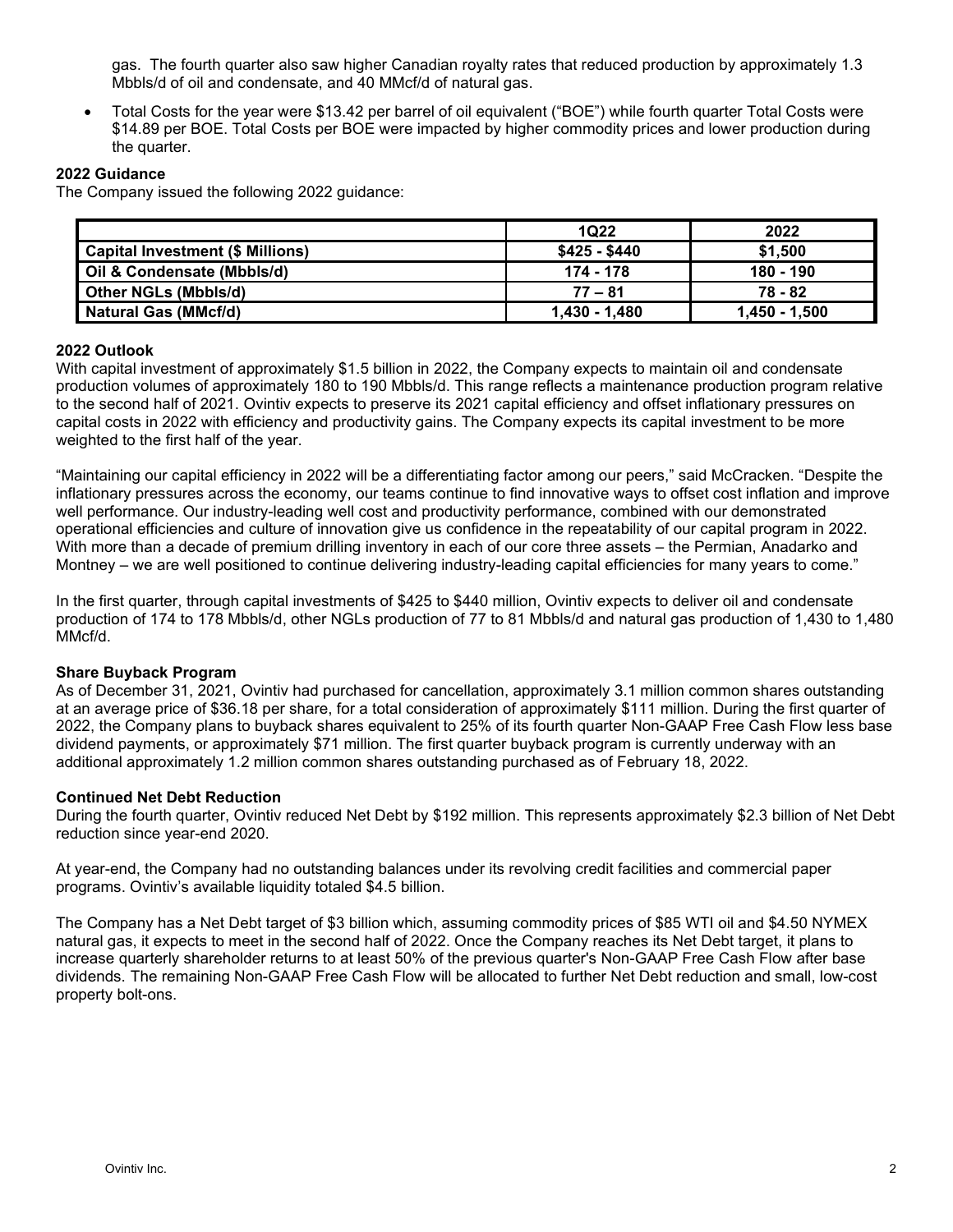gas. The fourth quarter also saw higher Canadian royalty rates that reduced production by approximately 1.3 Mbbls/d of oil and condensate, and 40 MMcf/d of natural gas.

- Total Costs for the year were $13.42 per barrel of oil equivalent ("BOE") while fourth quarter Total Costs were $14.89 per BOE. Total Costs per BOE were impacted by higher commodity prices and lower production during the quarter.

**2022 Guidance**

The Company issued the following 2022 guidance:

| | 1Q22 | 2022 |
|---|---|---|
| **Capital Investment ($ Millions)** | $425 - $440 | $1,500 |
| **Oil & Condensate (Mbbls/d)** | 174 - 178 | 180 - 190 |
| **Other NGLs (Mbbls/d)** | 77 – 81 | 78 - 82 |
| **Natural Gas (MMcf/d)** | 1,430 - 1,480 | 1,450 - 1,500 |

**2022 Outlook**

With capital investment of approximately $1.5 billion in 2022, the Company expects to maintain oil and condensate production volumes of approximately 180 to 190 Mbbls/d. This range reflects a maintenance production program relative to the second half of 2021. Ovintiv expects to preserve its 2021 capital efficiency and offset inflationary pressures on capital costs in 2022 with efficiency and productivity gains. The Company expects its capital investment to be more weighted to the first half of the year.

"Maintaining our capital efficiency in 2022 will be a differentiating factor among our peers," said McCracken. "Despite the inflationary pressures across the economy, our teams continue to find innovative ways to offset cost inflation and improve well performance. Our industry-leading well cost and productivity performance, combined with our demonstrated operational efficiencies and culture of innovation give us confidence in the repeatability of our capital program in 2022. With more than a decade of premium drilling inventory in each of our core three assets – the Permian, Anadarko and Montney – we are well positioned to continue delivering industry-leading capital efficiencies for many years to come."

In the first quarter, through capital investments of $425 to $440 million, Ovintiv expects to deliver oil and condensate production of 174 to 178 Mbbls/d, other NGLs production of 77 to 81 Mbbls/d and natural gas production of 1,430 to 1,480 MMcf/d.

**Share Buyback Program**

As of December 31, 2021, Ovintiv had purchased for cancellation, approximately 3.1 million common shares outstanding at an average price of $36.18 per share, for a total consideration of approximately $111 million. During the first quarter of 2022, the Company plans to buyback shares equivalent to 25% of its fourth quarter Non-GAAP Free Cash Flow less base dividend payments, or approximately $71 million. The first quarter buyback program is currently underway with an additional approximately 1.2 million common shares outstanding purchased as of February 18, 2022.

**Continued Net Debt Reduction**

During the fourth quarter, Ovintiv reduced Net Debt by $192 million. This represents approximately $2.3 billion of Net Debt reduction since year-end 2020.

At year-end, the Company had no outstanding balances under its revolving credit facilities and commercial paper programs. Ovintiv's available liquidity totaled $4.5 billion.

The Company has a Net Debt target of $3 billion which, assuming commodity prices of $85 WTI oil and $4.50 NYMEX natural gas, it expects to meet in the second half of 2022. Once the Company reaches its Net Debt target, it plans to increase quarterly shareholder returns to at least 50% of the previous quarter's Non-GAAP Free Cash Flow after base dividends. The remaining Non-GAAP Free Cash Flow will be allocated to further Net Debt reduction and small, low-cost property bolt-ons.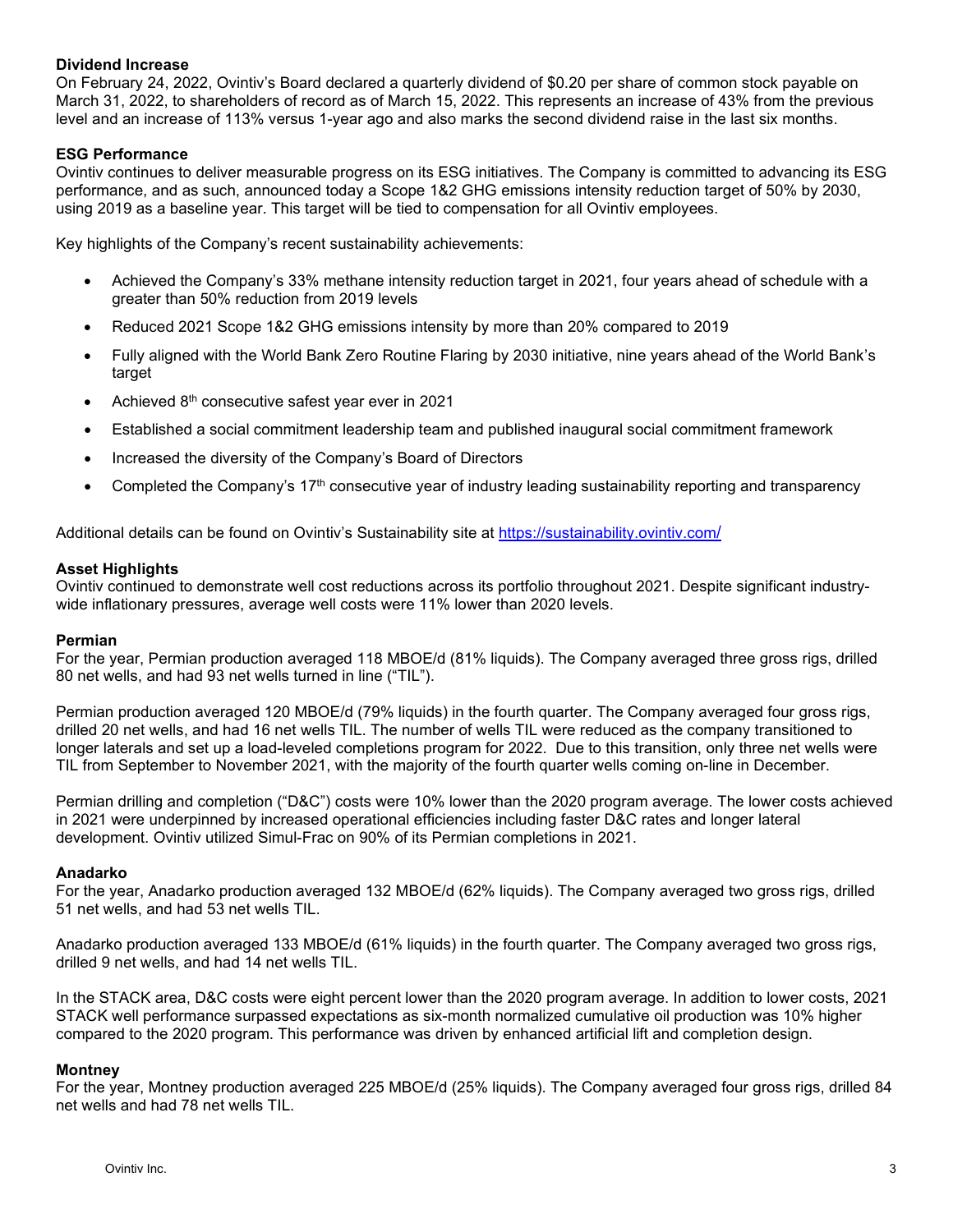### Dividend Increase

On February 24, 2022, Ovintiv's Board declared a quarterly dividend of $0.20 per share of common stock payable on March 31, 2022, to shareholders of record as of March 15, 2022. This represents an increase of 43% from the previous level and an increase of 113% versus 1-year ago and also marks the second dividend raise in the last six months.

### ESG Performance

Ovintiv continues to deliver measurable progress on its ESG initiatives. The Company is committed to advancing its ESG performance, and as such, announced today a Scope 1&2 GHG emissions intensity reduction target of 50% by 2030, using 2019 as a baseline year. This target will be tied to compensation for all Ovintiv employees.

Key highlights of the Company's recent sustainability achievements:

- Achieved the Company's 33% methane intensity reduction target in 2021, four years ahead of schedule with a greater than 50% reduction from 2019 levels
- Reduced 2021 Scope 1&2 GHG emissions intensity by more than 20% compared to 2019
- Fully aligned with the World Bank Zero Routine Flaring by 2030 initiative, nine years ahead of the World Bank's target
- Achieved 8th consecutive safest year ever in 2021
- Established a social commitment leadership team and published inaugural social commitment framework
- Increased the diversity of the Company's Board of Directors
- Completed the Company's 17th consecutive year of industry leading sustainability reporting and transparency

Additional details can be found on Ovintiv's Sustainability site at https://sustainability.ovintiv.com/

### Asset Highlights

Ovintiv continued to demonstrate well cost reductions across its portfolio throughout 2021. Despite significant industry-wide inflationary pressures, average well costs were 11% lower than 2020 levels.

### Permian

For the year, Permian production averaged 118 MBOE/d (81% liquids). The Company averaged three gross rigs, drilled 80 net wells, and had 93 net wells turned in line ("TIL").

Permian production averaged 120 MBOE/d (79% liquids) in the fourth quarter. The Company averaged four gross rigs, drilled 20 net wells, and had 16 net wells TIL. The number of wells TIL were reduced as the company transitioned to longer laterals and set up a load-leveled completions program for 2022. Due to this transition, only three net wells were TIL from September to November 2021, with the majority of the fourth quarter wells coming on-line in December.

Permian drilling and completion ("D&C") costs were 10% lower than the 2020 program average. The lower costs achieved in 2021 were underpinned by increased operational efficiencies including faster D&C rates and longer lateral development. Ovintiv utilized Simul-Frac on 90% of its Permian completions in 2021.

### Anadarko

For the year, Anadarko production averaged 132 MBOE/d (62% liquids). The Company averaged two gross rigs, drilled 51 net wells, and had 53 net wells TIL.

Anadarko production averaged 133 MBOE/d (61% liquids) in the fourth quarter. The Company averaged two gross rigs, drilled 9 net wells, and had 14 net wells TIL.

In the STACK area, D&C costs were eight percent lower than the 2020 program average. In addition to lower costs, 2021 STACK well performance surpassed expectations as six-month normalized cumulative oil production was 10% higher compared to the 2020 program. This performance was driven by enhanced artificial lift and completion design.

### Montney

For the year, Montney production averaged 225 MBOE/d (25% liquids). The Company averaged four gross rigs, drilled 84 net wells and had 78 net wells TIL.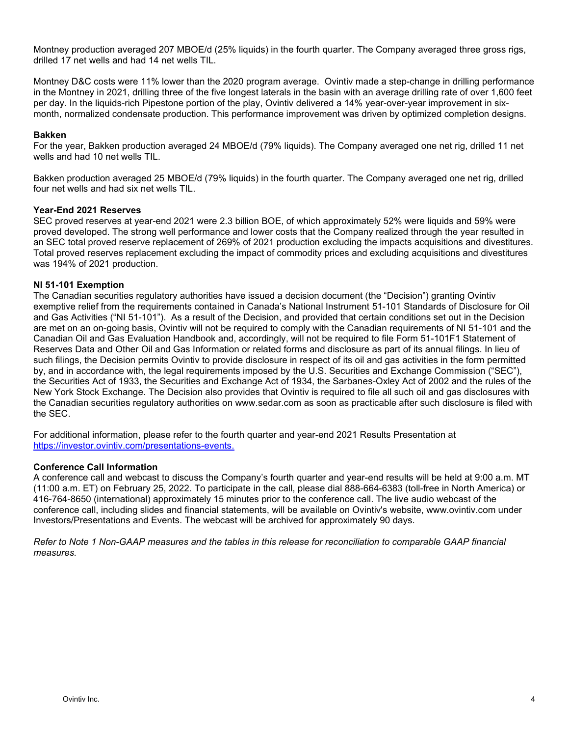Montney production averaged 207 MBOE/d (25% liquids) in the fourth quarter. The Company averaged three gross rigs, drilled 17 net wells and had 14 net wells TIL.

Montney D&C costs were 11% lower than the 2020 program average. Ovintiv made a step-change in drilling performance in the Montney in 2021, drilling three of the five longest laterals in the basin with an average drilling rate of over 1,600 feet per day. In the liquids-rich Pipestone portion of the play, Ovintiv delivered a 14% year-over-year improvement in six-month, normalized condensate production. This performance improvement was driven by optimized completion designs.

**Bakken**

For the year, Bakken production averaged 24 MBOE/d (79% liquids). The Company averaged one net rig, drilled 11 net wells and had 10 net wells TIL.

Bakken production averaged 25 MBOE/d (79% liquids) in the fourth quarter. The Company averaged one net rig, drilled four net wells and had six net wells TIL.

**Year-End 2021 Reserves**

SEC proved reserves at year-end 2021 were 2.3 billion BOE, of which approximately 52% were liquids and 59% were proved developed. The strong well performance and lower costs that the Company realized through the year resulted in an SEC total proved reserve replacement of 269% of 2021 production excluding the impacts acquisitions and divestitures. Total proved reserves replacement excluding the impact of commodity prices and excluding acquisitions and divestitures was 194% of 2021 production.

**NI 51-101 Exemption**

The Canadian securities regulatory authorities have issued a decision document (the "Decision") granting Ovintiv exemptive relief from the requirements contained in Canada's National Instrument 51-101 Standards of Disclosure for Oil and Gas Activities ("NI 51-101"). As a result of the Decision, and provided that certain conditions set out in the Decision are met on an on-going basis, Ovintiv will not be required to comply with the Canadian requirements of NI 51-101 and the Canadian Oil and Gas Evaluation Handbook and, accordingly, will not be required to file Form 51-101F1 Statement of Reserves Data and Other Oil and Gas Information or related forms and disclosure as part of its annual filings. In lieu of such filings, the Decision permits Ovintiv to provide disclosure in respect of its oil and gas activities in the form permitted by, and in accordance with, the legal requirements imposed by the U.S. Securities and Exchange Commission ("SEC"), the Securities Act of 1933, the Securities and Exchange Act of 1934, the Sarbanes-Oxley Act of 2002 and the rules of the New York Stock Exchange. The Decision also provides that Ovintiv is required to file all such oil and gas disclosures with the Canadian securities regulatory authorities on www.sedar.com as soon as practicable after such disclosure is filed with the SEC.

For additional information, please refer to the fourth quarter and year-end 2021 Results Presentation at [https://investor.ovintiv.com/presentations-events.](https://investor.ovintiv.com/presentations-events)

**Conference Call Information**

A conference call and webcast to discuss the Company's fourth quarter and year-end results will be held at 9:00 a.m. MT (11:00 a.m. ET) on February 25, 2022. To participate in the call, please dial 888-664-6383 (toll-free in North America) or 416-764-8650 (international) approximately 15 minutes prior to the conference call. The live audio webcast of the conference call, including slides and financial statements, will be available on Ovintiv's website, www.ovintiv.com under Investors/Presentations and Events. The webcast will be archived for approximately 90 days.

*Refer to Note 1 Non-GAAP measures and the tables in this release for reconciliation to comparable GAAP financial measures.*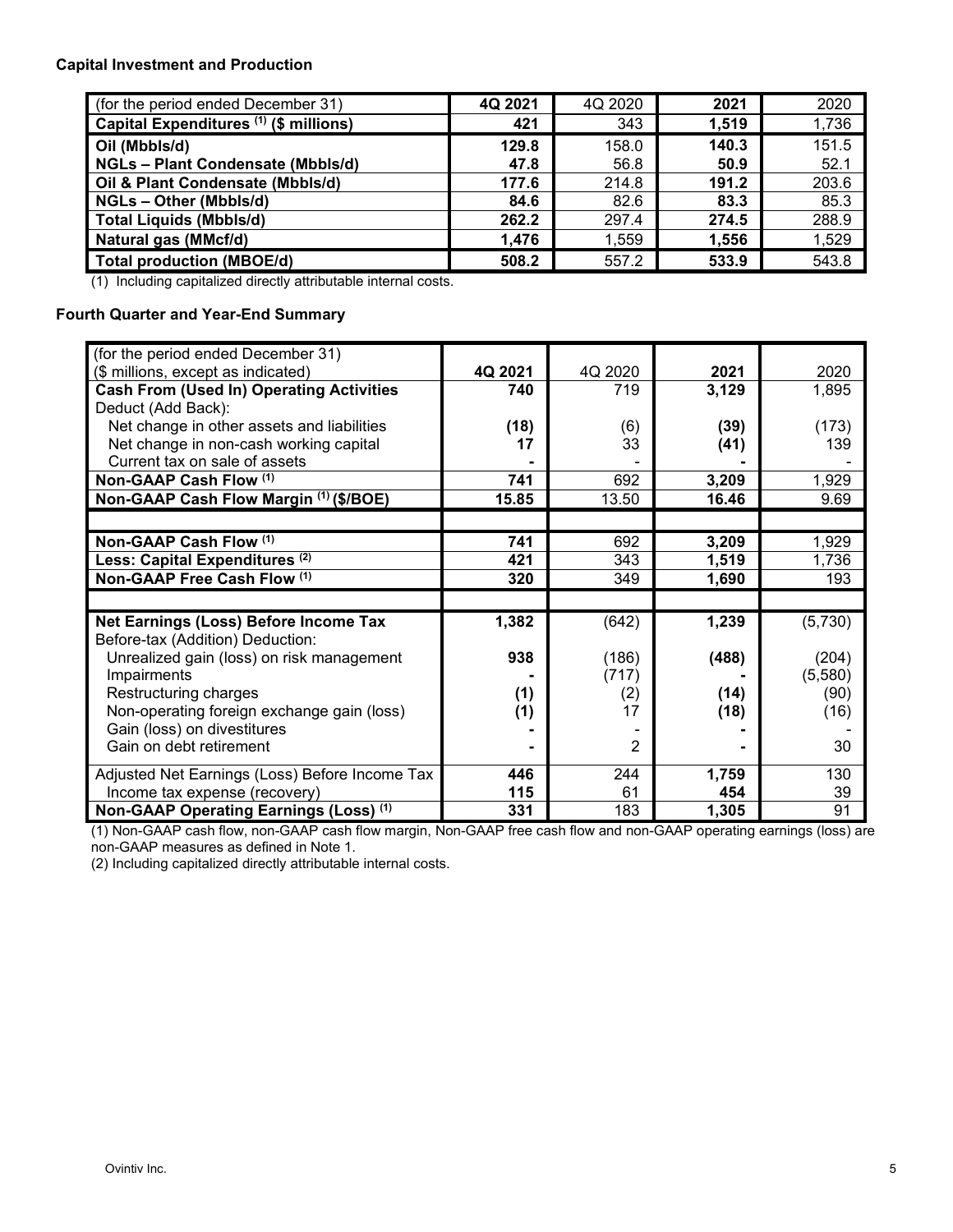### Capital Investment and Production

| (for the period ended December 31) | **4Q 2021** | 4Q 2020 | **2021** | 2020 |
|---|---|---|---|---|
| **Capital Expenditures [(1)] ($ millions)** | **421** | 343 | **1,519** | 1,736 |
| **Oil (Mbbls/d)** | **129.8** | 158.0 | **140.3** | 151.5 |
| **NGLs – Plant Condensate (Mbbls/d)** | **47.8** | 56.8 | **50.9** | 52.1 |
| **Oil & Plant Condensate (Mbbls/d)** | **177.6** | 214.8 | **191.2** | 203.6 |
| **NGLs – Other (Mbbls/d)** | **84.6** | 82.6 | **83.3** | 85.3 |
| **Total Liquids (Mbbls/d)** | **262.2** | 297.4 | **274.5** | 288.9 |
| **Natural gas (MMcf/d)** | **1,476** | 1,559 | **1,556** | 1,529 |
| **Total production (MBOE/d)** | **508.2** | 557.2 | **533.9** | 543.8 |

(1) Including capitalized directly attributable internal costs.

### Fourth Quarter and Year-End Summary

| (for the period ended December 31)<br>($ millions, except as indicated) | **4Q 2021** | 4Q 2020 | **2021** | 2020 |
|---|---|---|---|---|
| **Cash From (Used In) Operating Activities** | **740** | 719 | **3,129** | 1,895 |
| Deduct (Add Back): | | | | |
| Net change in other assets and liabilities | **(18)** | (6) | **(39)** | (173) |
| Net change in non-cash working capital | **17** | 33 | **(41)** | 139 |
| Current tax on sale of assets | **-** | - | **-** | - |
| **Non-GAAP Cash Flow [(1)]** | **741** | 692 | **3,209** | 1,929 |
| **Non-GAAP Cash Flow Margin [(1)] ($/BOE)** | **15.85** | 13.50 | **16.46** | 9.69 |
| | | | | |
| **Non-GAAP Cash Flow [(1)]** | **741** | 692 | **3,209** | 1,929 |
| **Less: Capital Expenditures [(2)]** | **421** | 343 | **1,519** | 1,736 |
| **Non-GAAP Free Cash Flow [(1)]** | **320** | 349 | **1,690** | 193 |
| | | | | |
| **Net Earnings (Loss) Before Income Tax** | **1,382** | (642) | **1,239** | (5,730) |
| Before-tax (Addition) Deduction: | | | | |
| Unrealized gain (loss) on risk management | **938** | (186) | **(488)** | (204) |
| Impairments | **-** | (717) | **-** | (5,580) |
| Restructuring charges | **(1)** | (2) | **(14)** | (90) |
| Non-operating foreign exchange gain (loss) | **(1)** | 17 | **(18)** | (16) |
| Gain (loss) on divestitures | **-** | - | **-** | - |
| Gain on debt retirement | **-** | 2 | **-** | 30 |
| Adjusted Net Earnings (Loss) Before Income Tax | **446** | 244 | **1,759** | 130 |
| Income tax expense (recovery) | **115** | 61 | **454** | 39 |
| **Non-GAAP Operating Earnings (Loss) [(1)]** | **331** | 183 | **1,305** | 91 |

(1) Non-GAAP cash flow, non-GAAP cash flow margin, Non-GAAP free cash flow and non-GAAP operating earnings (loss) are non-GAAP measures as defined in Note 1.
(2) Including capitalized directly attributable internal costs.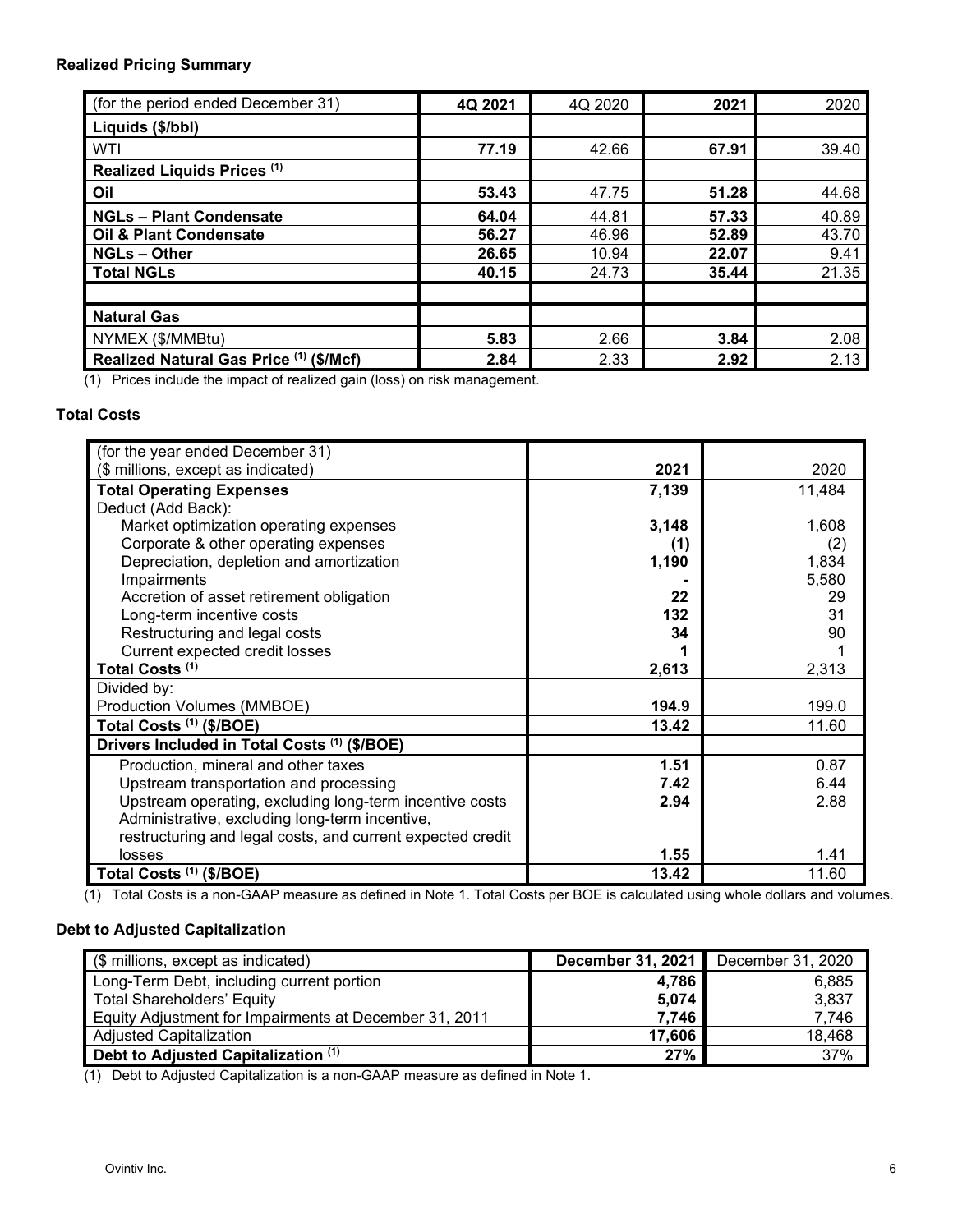### Realized Pricing Summary

| (for the period ended December 31) | **4Q 2021** | 4Q 2020 | **2021** | 2020 |
|---|---|---|---|---|
| **Liquids ($/bbl)** | | | | |
| WTI | **77.19** | 42.66 | **67.91** | 39.40 |
| **Realized Liquids Prices [(1)]** | | | | |
| **Oil** | **53.43** | 47.75 | **51.28** | 44.68 |
| **NGLs – Plant Condensate** | **64.04** | 44.81 | **57.33** | 40.89 |
| **Oil & Plant Condensate** | **56.27** | 46.96 | **52.89** | 43.70 |
| **NGLs – Other** | **26.65** | 10.94 | **22.07** | 9.41 |
| **Total NGLs** | **40.15** | 24.73 | **35.44** | 21.35 |
| | | | | |
| **Natural Gas** | | | | |
| NYMEX ($/MMBtu) | **5.83** | 2.66 | **3.84** | 2.08 |
| **Realized Natural Gas Price [(1)] ($/Mcf)** | **2.84** | 2.33 | **2.92** | 2.13 |

(1) Prices include the impact of realized gain (loss) on risk management.

### Total Costs

| (for the year ended December 31)<br>($ millions, except as indicated) | **2021** | 2020 |
|---|---|---|
| **Total Operating Expenses** | **7,139** | 11,484 |
| Deduct (Add Back): | | |
| Market optimization operating expenses | **3,148** | 1,608 |
| Corporate & other operating expenses | **(1)** | (2) |
| Depreciation, depletion and amortization | **1,190** | 1,834 |
| Impairments | **-** | 5,580 |
| Accretion of asset retirement obligation | **22** | 29 |
| Long-term incentive costs | **132** | 31 |
| Restructuring and legal costs | **34** | 90 |
| Current expected credit losses | **1** | 1 |
| **Total Costs [(1)]** | **2,613** | 2,313 |
| Divided by: | | |
| Production Volumes (MMBOE) | **194.9** | 199.0 |
| **Total Costs [(1)] ($/BOE)** | **13.42** | 11.60 |
| **Drivers Included in Total Costs [(1)] ($/BOE)** | | |
| Production, mineral and other taxes | **1.51** | 0.87 |
| Upstream transportation and processing | **7.42** | 6.44 |
| Upstream operating, excluding long-term incentive costs | **2.94** | 2.88 |
| Administrative, excluding long-term incentive, restructuring and legal costs, and current expected credit losses | **1.55** | 1.41 |
| **Total Costs [(1)] ($/BOE)** | **13.42** | 11.60 |

(1) Total Costs is a non-GAAP measure as defined in Note 1. Total Costs per BOE is calculated using whole dollars and volumes.

### Debt to Adjusted Capitalization

| ($ millions, except as indicated) | **December 31, 2021** | December 31, 2020 |
|---|---|---|
| Long-Term Debt, including current portion | **4,786** | 6,885 |
| Total Shareholders' Equity | **5,074** | 3,837 |
| Equity Adjustment for Impairments at December 31, 2011 | **7,746** | 7,746 |
| Adjusted Capitalization | **17,606** | 18,468 |
| **Debt to Adjusted Capitalization [(1)]** | **27%** | 37% |

(1) Debt to Adjusted Capitalization is a non-GAAP measure as defined in Note 1.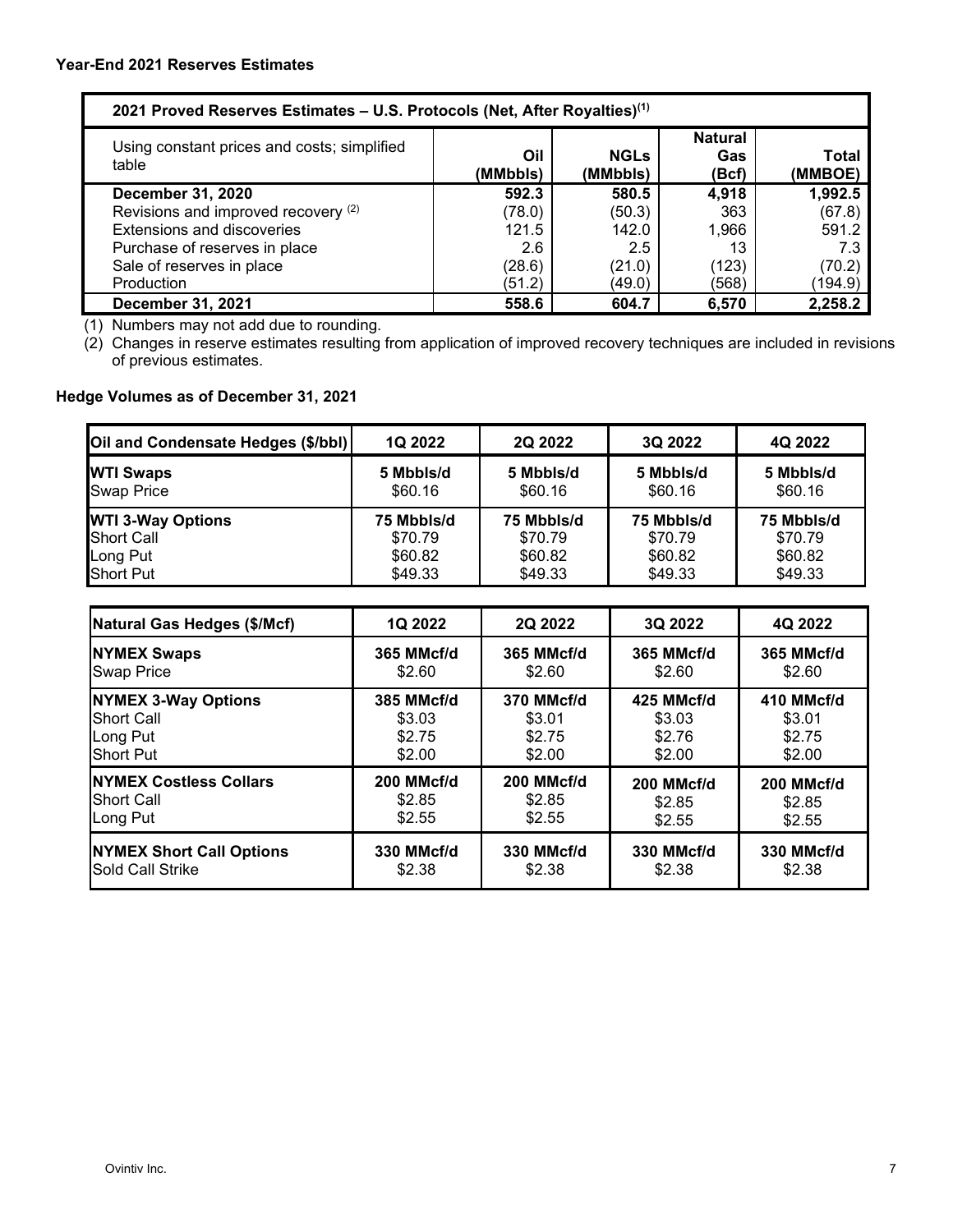### Year-End 2021 Reserves Estimates

| 2021 Proved Reserves Estimates – U.S. Protocols (Net, After Royalties)[1] | | | | |
|---|---|---|---|---|
| Using constant prices and costs; simplified table | Oil (MMbbls) | NGLs (MMbbls) | Natural Gas (Bcf) | Total (MMBOE) |
| **December 31, 2020** | **592.3** | **580.5** | **4,918** | **1,992.5** |
| Revisions and improved recovery [2] | (78.0) | (50.3) | 363 | (67.8) |
| Extensions and discoveries | 121.5 | 142.0 | 1,966 | 591.2 |
| Purchase of reserves in place | 2.6 | 2.5 | 13 | 7.3 |
| Sale of reserves in place | (28.6) | (21.0) | (123) | (70.2) |
| Production | (51.2) | (49.0) | (568) | (194.9) |
| **December 31, 2021** | **558.6** | **604.7** | **6,570** | **2,258.2** |

(1) Numbers may not add due to rounding.

(2) Changes in reserve estimates resulting from application of improved recovery techniques are included in revisions of previous estimates.

### Hedge Volumes as of December 31, 2021

| Oil and Condensate Hedges ($/bbl) | 1Q 2022 | 2Q 2022 | 3Q 2022 | 4Q 2022 |
|---|---|---|---|---|
| **WTI Swaps** | **5 Mbbls/d** | **5 Mbbls/d** | **5 Mbbls/d** | **5 Mbbls/d** |
| Swap Price | $60.16 | $60.16 | $60.16 | $60.16 |
| **WTI 3-Way Options** | **75 Mbbls/d** | **75 Mbbls/d** | **75 Mbbls/d** | **75 Mbbls/d** |
| Short Call | $70.79 | $70.79 | $70.79 | $70.79 |
| Long Put | $60.82 | $60.82 | $60.82 | $60.82 |
| Short Put | $49.33 | $49.33 | $49.33 | $49.33 |

| Natural Gas Hedges ($/Mcf) | 1Q 2022 | 2Q 2022 | 3Q 2022 | 4Q 2022 |
|---|---|---|---|---|
| **NYMEX Swaps** | **365 MMcf/d** | **365 MMcf/d** | **365 MMcf/d** | **365 MMcf/d** |
| Swap Price | $2.60 | $2.60 | $2.60 | $2.60 |
| **NYMEX 3-Way Options** | **385 MMcf/d** | **370 MMcf/d** | **425 MMcf/d** | **410 MMcf/d** |
| Short Call | $3.03 | $3.01 | $3.03 | $3.01 |
| Long Put | $2.75 | $2.75 | $2.76 | $2.75 |
| Short Put | $2.00 | $2.00 | $2.00 | $2.00 |
| **NYMEX Costless Collars** | **200 MMcf/d** | **200 MMcf/d** | **200 MMcf/d** | **200 MMcf/d** |
| Short Call | $2.85 | $2.85 | $2.85 | $2.85 |
| Long Put | $2.55 | $2.55 | $2.55 | $2.55 |
| **NYMEX Short Call Options** | **330 MMcf/d** | **330 MMcf/d** | **330 MMcf/d** | **330 MMcf/d** |
| Sold Call Strike | $2.38 | $2.38 | $2.38 | $2.38 |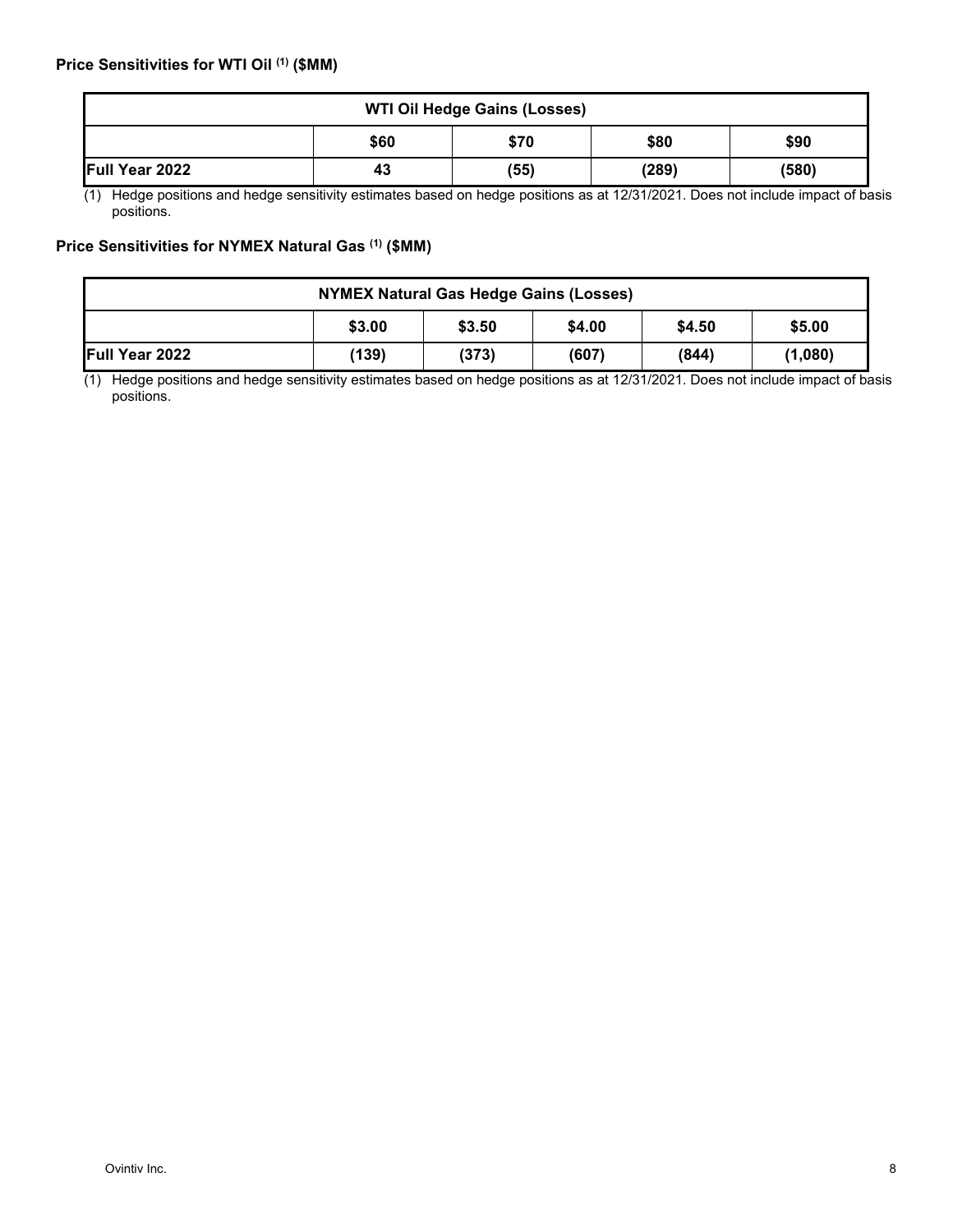### Price Sensitivities for WTI Oil [(1)] ($MM)

| WTI Oil Hedge Gains (Losses) | | | | |
|---|---|---|---|---|
| | $60 | $70 | $80 | $90 |
| **Full Year 2022** | 43 | (55) | (289) | (580) |

(1) Hedge positions and hedge sensitivity estimates based on hedge positions as at 12/31/2021. Does not include impact of basis positions.

### Price Sensitivities for NYMEX Natural Gas [(1)] ($MM)

| NYMEX Natural Gas Hedge Gains (Losses) | | | | | |
|---|---|---|---|---|---|
| | $3.00 | $3.50 | $4.00 | $4.50 | $5.00 |
| **Full Year 2022** | (139) | (373) | (607) | (844) | (1,080) |

(1) Hedge positions and hedge sensitivity estimates based on hedge positions as at 12/31/2021. Does not include impact of basis positions.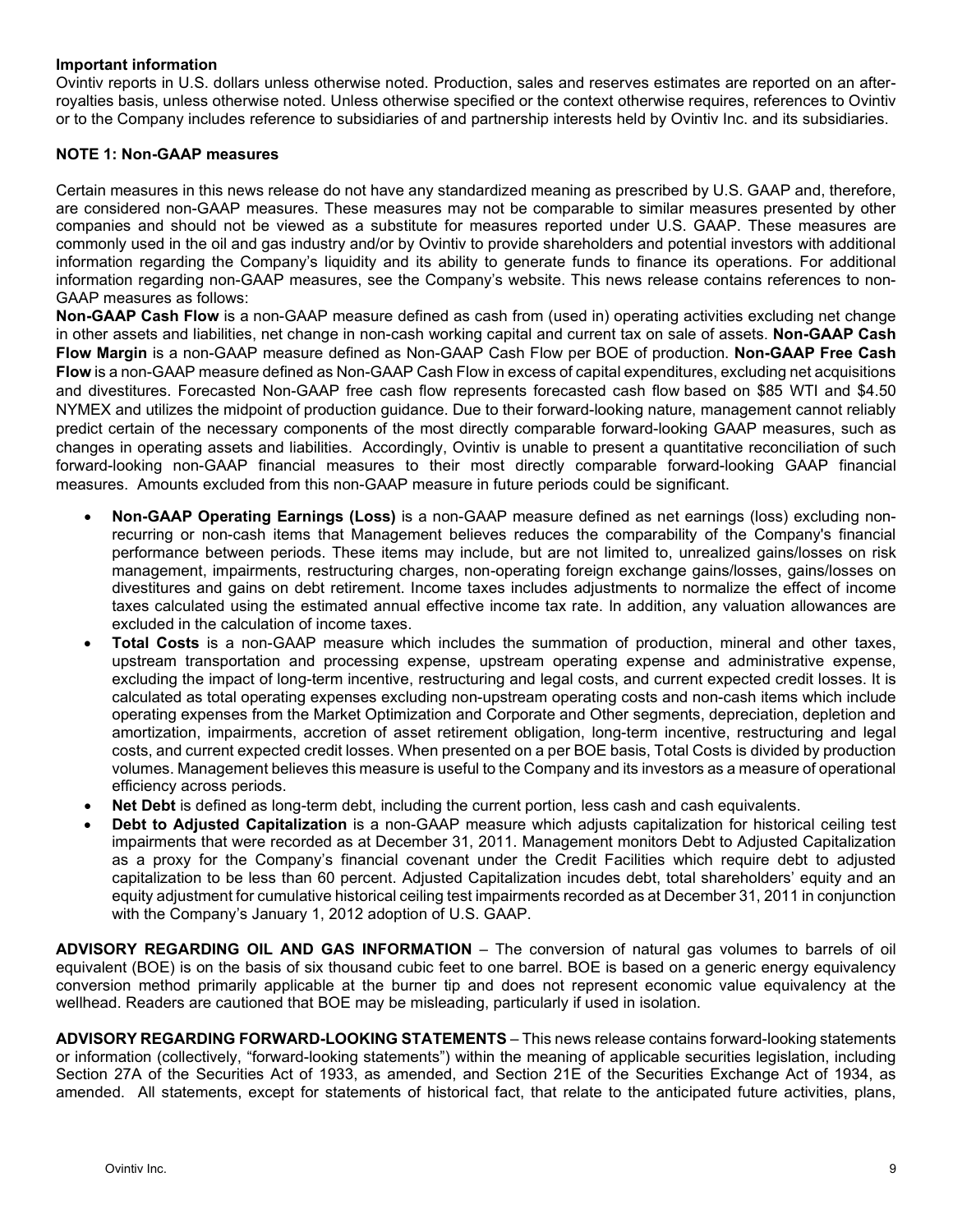**Important information**

Ovintiv reports in U.S. dollars unless otherwise noted. Production, sales and reserves estimates are reported on an after-royalties basis, unless otherwise noted. Unless otherwise specified or the context otherwise requires, references to Ovintiv or to the Company includes reference to subsidiaries of and partnership interests held by Ovintiv Inc. and its subsidiaries.

**NOTE 1: Non-GAAP measures**

Certain measures in this news release do not have any standardized meaning as prescribed by U.S. GAAP and, therefore, are considered non-GAAP measures. These measures may not be comparable to similar measures presented by other companies and should not be viewed as a substitute for measures reported under U.S. GAAP. These measures are commonly used in the oil and gas industry and/or by Ovintiv to provide shareholders and potential investors with additional information regarding the Company's liquidity and its ability to generate funds to finance its operations. For additional information regarding non-GAAP measures, see the Company's website. This news release contains references to non-GAAP measures as follows:

**Non-GAAP Cash Flow** is a non-GAAP measure defined as cash from (used in) operating activities excluding net change in other assets and liabilities, net change in non-cash working capital and current tax on sale of assets. **Non-GAAP Cash Flow Margin** is a non-GAAP measure defined as Non-GAAP Cash Flow per BOE of production. **Non-GAAP Free Cash Flow** is a non-GAAP measure defined as Non-GAAP Cash Flow in excess of capital expenditures, excluding net acquisitions and divestitures. Forecasted Non-GAAP free cash flow represents forecasted cash flow based on $85 WTI and $4.50 NYMEX and utilizes the midpoint of production guidance. Due to their forward-looking nature, management cannot reliably predict certain of the necessary components of the most directly comparable forward-looking GAAP measures, such as changes in operating assets and liabilities. Accordingly, Ovintiv is unable to present a quantitative reconciliation of such forward-looking non-GAAP financial measures to their most directly comparable forward-looking GAAP financial measures. Amounts excluded from this non-GAAP measure in future periods could be significant.

- **Non-GAAP Operating Earnings (Loss)** is a non-GAAP measure defined as net earnings (loss) excluding non-recurring or non-cash items that Management believes reduces the comparability of the Company's financial performance between periods. These items may include, but are not limited to, unrealized gains/losses on risk management, impairments, restructuring charges, non-operating foreign exchange gains/losses, gains/losses on divestitures and gains on debt retirement. Income taxes includes adjustments to normalize the effect of income taxes calculated using the estimated annual effective income tax rate. In addition, any valuation allowances are excluded in the calculation of income taxes.
- **Total Costs** is a non-GAAP measure which includes the summation of production, mineral and other taxes, upstream transportation and processing expense, upstream operating expense and administrative expense, excluding the impact of long-term incentive, restructuring and legal costs, and current expected credit losses. It is calculated as total operating expenses excluding non-upstream operating costs and non-cash items which include operating expenses from the Market Optimization and Corporate and Other segments, depreciation, depletion and amortization, impairments, accretion of asset retirement obligation, long-term incentive, restructuring and legal costs, and current expected credit losses. When presented on a per BOE basis, Total Costs is divided by production volumes. Management believes this measure is useful to the Company and its investors as a measure of operational efficiency across periods.
- **Net Debt** is defined as long-term debt, including the current portion, less cash and cash equivalents.
- **Debt to Adjusted Capitalization** is a non-GAAP measure which adjusts capitalization for historical ceiling test impairments that were recorded as at December 31, 2011. Management monitors Debt to Adjusted Capitalization as a proxy for the Company's financial covenant under the Credit Facilities which require debt to adjusted capitalization to be less than 60 percent. Adjusted Capitalization incudes debt, total shareholders' equity and an equity adjustment for cumulative historical ceiling test impairments recorded as at December 31, 2011 in conjunction with the Company's January 1, 2012 adoption of U.S. GAAP.

**ADVISORY REGARDING OIL AND GAS INFORMATION** – The conversion of natural gas volumes to barrels of oil equivalent (BOE) is on the basis of six thousand cubic feet to one barrel. BOE is based on a generic energy equivalency conversion method primarily applicable at the burner tip and does not represent economic value equivalency at the wellhead. Readers are cautioned that BOE may be misleading, particularly if used in isolation.

**ADVISORY REGARDING FORWARD-LOOKING STATEMENTS** – This news release contains forward-looking statements or information (collectively, "forward-looking statements") within the meaning of applicable securities legislation, including Section 27A of the Securities Act of 1933, as amended, and Section 21E of the Securities Exchange Act of 1934, as amended. All statements, except for statements of historical fact, that relate to the anticipated future activities, plans,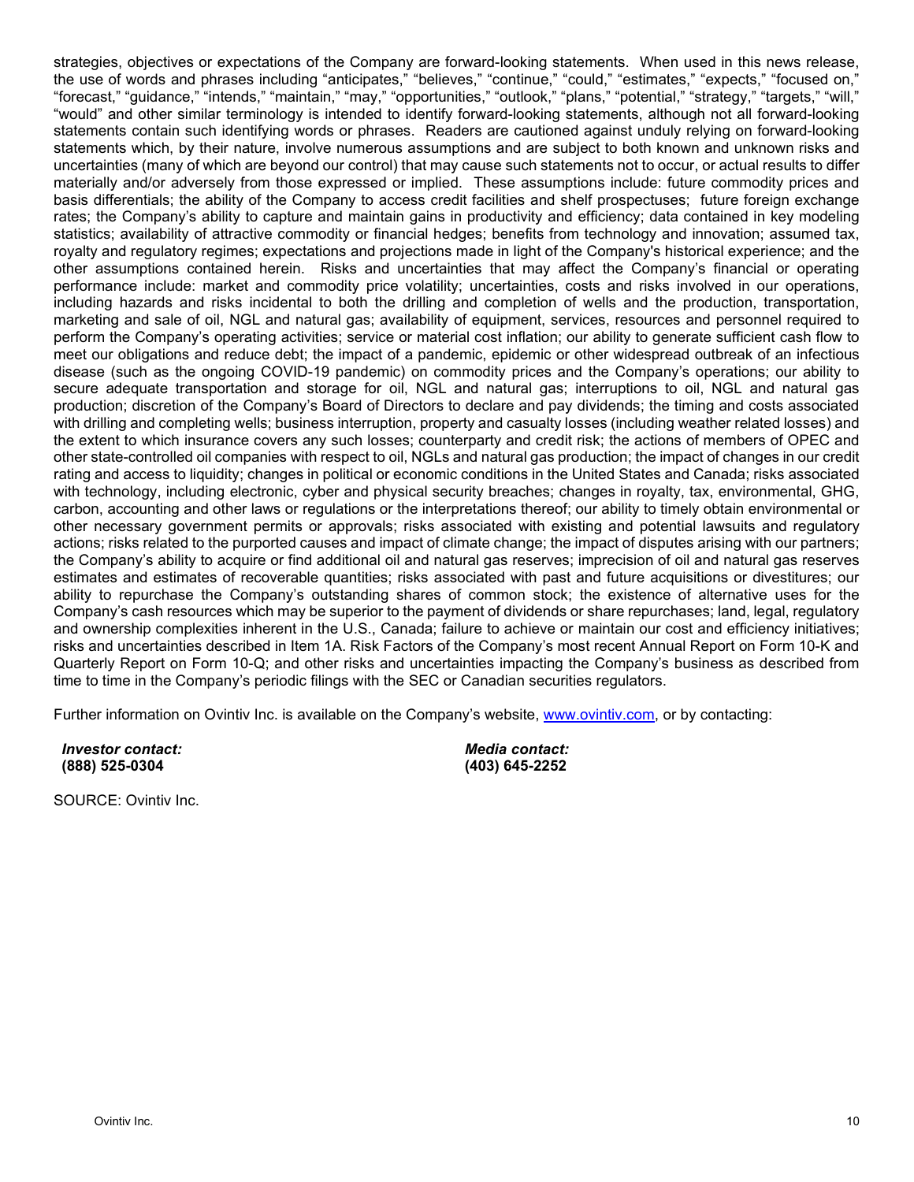strategies, objectives or expectations of the Company are forward-looking statements. When used in this news release, the use of words and phrases including "anticipates," "believes," "continue," "could," "estimates," "expects," "focused on," "forecast," "guidance," "intends," "maintain," "may," "opportunities," "outlook," "plans," "potential," "strategy," "targets," "will," "would" and other similar terminology is intended to identify forward-looking statements, although not all forward-looking statements contain such identifying words or phrases. Readers are cautioned against unduly relying on forward-looking statements which, by their nature, involve numerous assumptions and are subject to both known and unknown risks and uncertainties (many of which are beyond our control) that may cause such statements not to occur, or actual results to differ materially and/or adversely from those expressed or implied. These assumptions include: future commodity prices and basis differentials; the ability of the Company to access credit facilities and shelf prospectuses; future foreign exchange rates; the Company's ability to capture and maintain gains in productivity and efficiency; data contained in key modeling statistics; availability of attractive commodity or financial hedges; benefits from technology and innovation; assumed tax, royalty and regulatory regimes; expectations and projections made in light of the Company's historical experience; and the other assumptions contained herein. Risks and uncertainties that may affect the Company's financial or operating performance include: market and commodity price volatility; uncertainties, costs and risks involved in our operations, including hazards and risks incidental to both the drilling and completion of wells and the production, transportation, marketing and sale of oil, NGL and natural gas; availability of equipment, services, resources and personnel required to perform the Company's operating activities; service or material cost inflation; our ability to generate sufficient cash flow to meet our obligations and reduce debt; the impact of a pandemic, epidemic or other widespread outbreak of an infectious disease (such as the ongoing COVID-19 pandemic) on commodity prices and the Company's operations; our ability to secure adequate transportation and storage for oil, NGL and natural gas; interruptions to oil, NGL and natural gas production; discretion of the Company's Board of Directors to declare and pay dividends; the timing and costs associated with drilling and completing wells; business interruption, property and casualty losses (including weather related losses) and the extent to which insurance covers any such losses; counterparty and credit risk; the actions of members of OPEC and other state-controlled oil companies with respect to oil, NGLs and natural gas production; the impact of changes in our credit rating and access to liquidity; changes in political or economic conditions in the United States and Canada; risks associated with technology, including electronic, cyber and physical security breaches; changes in royalty, tax, environmental, GHG, carbon, accounting and other laws or regulations or the interpretations thereof; our ability to timely obtain environmental or other necessary government permits or approvals; risks associated with existing and potential lawsuits and regulatory actions; risks related to the purported causes and impact of climate change; the impact of disputes arising with our partners; the Company's ability to acquire or find additional oil and natural gas reserves; imprecision of oil and natural gas reserves estimates and estimates of recoverable quantities; risks associated with past and future acquisitions or divestitures; our ability to repurchase the Company's outstanding shares of common stock; the existence of alternative uses for the Company's cash resources which may be superior to the payment of dividends or share repurchases; land, legal, regulatory and ownership complexities inherent in the U.S., Canada; failure to achieve or maintain our cost and efficiency initiatives; risks and uncertainties described in Item 1A. Risk Factors of the Company's most recent Annual Report on Form 10-K and Quarterly Report on Form 10-Q; and other risks and uncertainties impacting the Company's business as described from time to time in the Company's periodic filings with the SEC or Canadian securities regulators.

Further information on Ovintiv Inc. is available on the Company's website, www.ovintiv.com, or by contacting:

***Investor contact:***
**(888) 525-0304**

***Media contact:***
**(403) 645-2252**

SOURCE: Ovintiv Inc.